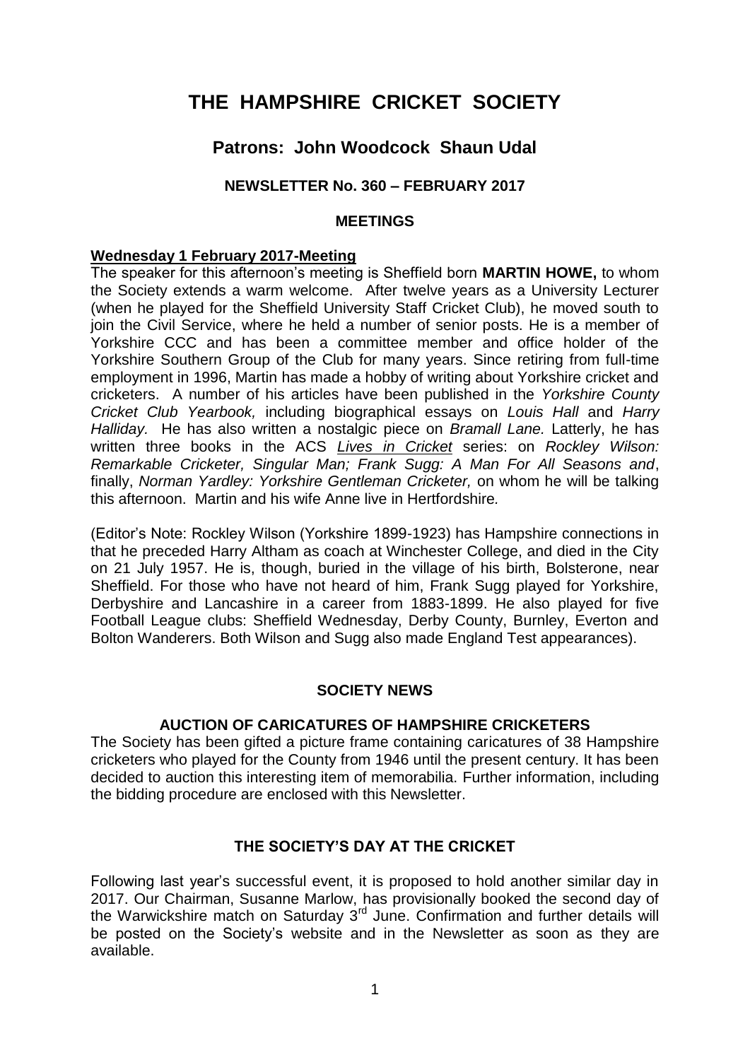# THE HAMPSHIRE CRICKET SOCIETY

## Patrons: John Woodcock Shaun Udal

### NEWSLETTER No. 360 – FEBRUARY 2017

### MEETINGS

**Wednesday 1 February 2017-Meeting**

The speaker for this afternoon's meeting is Sheffield born **MARTIN HOWE,** to whom the Society extends a warm welcome. After twelve years as a University Lecturer (when he played for the Sheffield University Staff Cricket Club), he moved south to join the Civil Service, where he held a number of senior posts. He is a member of Yorkshire CCC and has been a committee member and office holder of the Yorkshire Southern Group of the Club for many years. Since retiring from full-time employment in 1996, Martin has made a hobby of writing about Yorkshire cricket and cricketers. A number of his articles have been published in the *Yorkshire County Cricket Club Yearbook,* including biographical essays on *Louis Hall* and *Harry Halliday.* He has also written a nostalgic piece on *Bramall Lane.* Latterly, he has written three books in the ACS *Lives in Cricket* series: on *Rockley Wilson: Remarkable Cricketer, Singular Man; Frank Sugg: A Man For All Seasons and*, finally, *Norman Yardley: Yorkshire Gentleman Cricketer,* on whom he will be talking this afternoon. Martin and his wife Anne live in Hertfordshire*.*

(Editor's Note: Rockley Wilson (Yorkshire 1899-1923) has Hampshire connections in that he preceded Harry Altham as coach at Winchester College, and died in the City on 21 July 1957. He is, though, buried in the village of his birth, Bolsterone, near Sheffield. For those who have not heard of him, Frank Sugg played for Yorkshire, Derbyshire and Lancashire in a career from 1883-1899. He also played for five Football League clubs: Sheffield Wednesday, Derby County, Burnley, Everton and Bolton Wanderers. Both Wilson and Sugg also made England Test appearances).

### SOCIETY NEWS

#### AUCTION OF CARICATURES OF HAMPSHIRE CRICKETERS

The Society has been gifted a picture frame containing caricatures of 38 Hampshire cricketers who played for the County from 1946 until the present century. It has been decided to auction this interesting item of memorabilia. Further information, including the bidding procedure are enclosed with this Newsletter.

#### THE SOCIETY'S DAY AT THE CRICKET

Following last year's successful event, it is proposed to hold another similar day in 2017. Our Chairman, Susanne Marlow, has provisionally booked the second day of the Warwickshire match on Saturday 3rd June. Confirmation and further details will be posted on the Society's website and in the Newsletter as soon as they are available.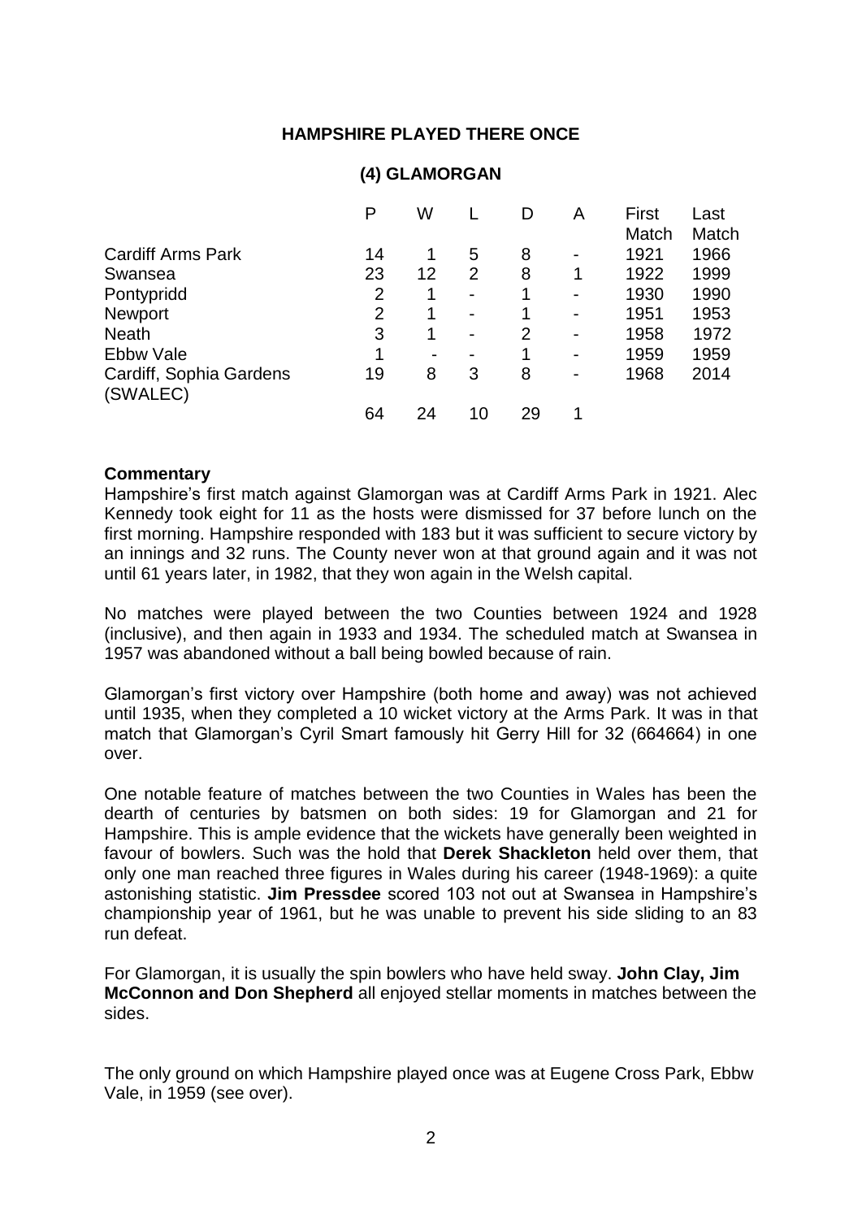**HAMPSHIRE PLAYED THERE ONCE**

**(4) GLAMORGAN**

| | P | W | L | D | A | First Match | Last Match |
|---|---|---|---|---|---|---|---|
| Cardiff Arms Park | 14 | 1 | 5 | 8 | - | 1921 | 1966 |
| Swansea | 23 | 12 | 2 | 8 | 1 | 1922 | 1999 |
| Pontypridd | 2 | 1 | - | 1 | - | 1930 | 1990 |
| Newport | 2 | 1 | - | 1 | - | 1951 | 1953 |
| Neath | 3 | 1 | - | 2 | - | 1958 | 1972 |
| Ebbw Vale | 1 | - | - | 1 | - | 1959 | 1959 |
| Cardiff, Sophia Gardens (SWALEC) | 19 | 8 | 3 | 8 | - | 1968 | 2014 |
| | 64 | 24 | 10 | 29 | 1 | | |

**Commentary**

Hampshire's first match against Glamorgan was at Cardiff Arms Park in 1921. Alec Kennedy took eight for 11 as the hosts were dismissed for 37 before lunch on the first morning. Hampshire responded with 183 but it was sufficient to secure victory by an innings and 32 runs. The County never won at that ground again and it was not until 61 years later, in 1982, that they won again in the Welsh capital.

No matches were played between the two Counties between 1924 and 1928 (inclusive), and then again in 1933 and 1934. The scheduled match at Swansea in 1957 was abandoned without a ball being bowled because of rain.

Glamorgan's first victory over Hampshire (both home and away) was not achieved until 1935, when they completed a 10 wicket victory at the Arms Park. It was in that match that Glamorgan's Cyril Smart famously hit Gerry Hill for 32 (664664) in one over.

One notable feature of matches between the two Counties in Wales has been the dearth of centuries by batsmen on both sides: 19 for Glamorgan and 21 for Hampshire. This is ample evidence that the wickets have generally been weighted in favour of bowlers. Such was the hold that **Derek Shackleton** held over them, that only one man reached three figures in Wales during his career (1948-1969): a quite astonishing statistic. **Jim Pressdee** scored 103 not out at Swansea in Hampshire's championship year of 1961, but he was unable to prevent his side sliding to an 83 run defeat.

For Glamorgan, it is usually the spin bowlers who have held sway. **John Clay, Jim McConnon and Don Shepherd** all enjoyed stellar moments in matches between the sides.

The only ground on which Hampshire played once was at Eugene Cross Park, Ebbw Vale, in 1959 (see over).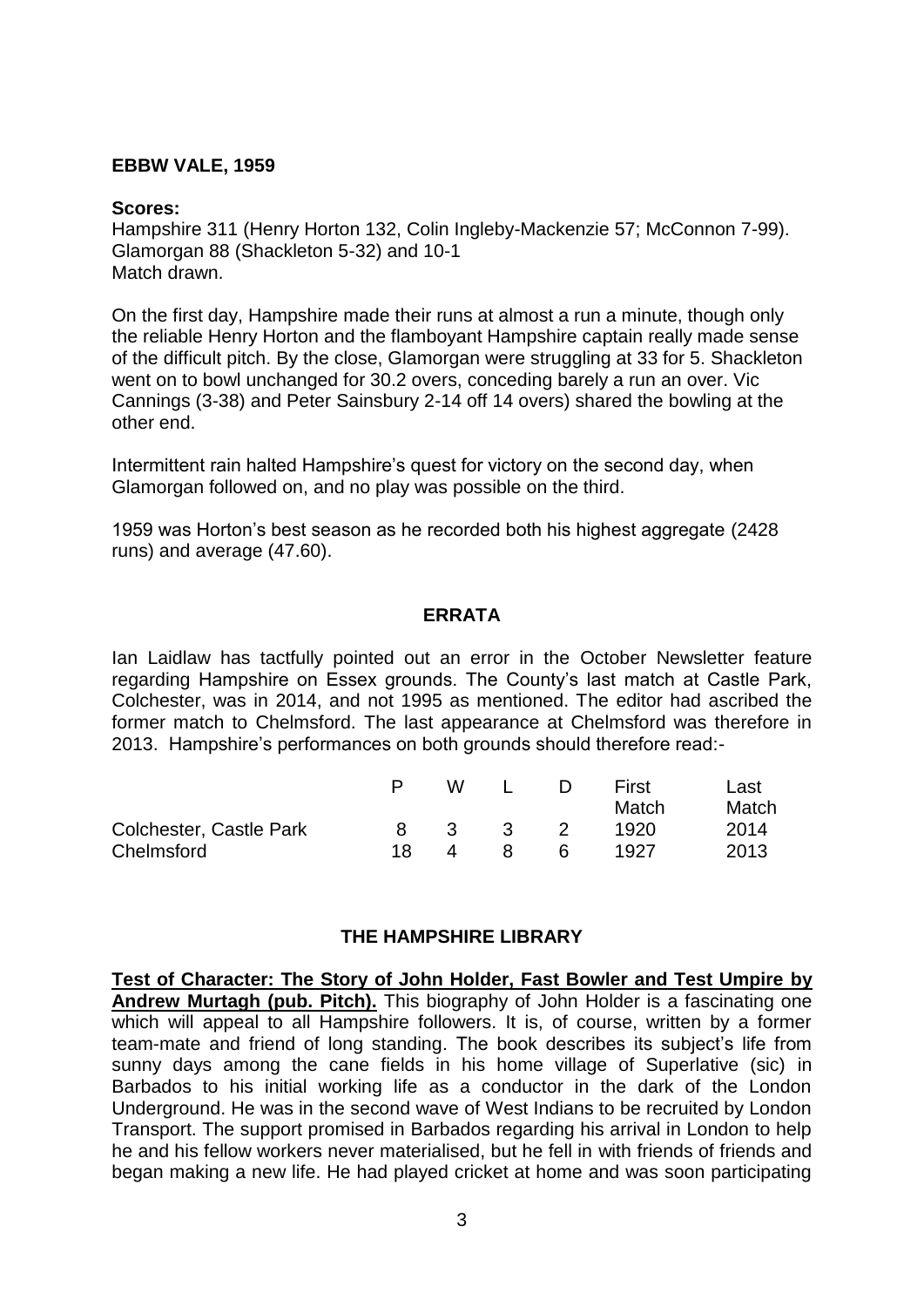**EBBW VALE, 1959**

**Scores:**

Hampshire 311 (Henry Horton 132, Colin Ingleby-Mackenzie 57; McConnon 7-99).
Glamorgan 88 (Shackleton 5-32) and 10-1
Match drawn.

On the first day, Hampshire made their runs at almost a run a minute, though only the reliable Henry Horton and the flamboyant Hampshire captain really made sense of the difficult pitch. By the close, Glamorgan were struggling at 33 for 5. Shackleton went on to bowl unchanged for 30.2 overs, conceding barely a run an over. Vic Cannings (3-38) and Peter Sainsbury 2-14 off 14 overs) shared the bowling at the other end.

Intermittent rain halted Hampshire's quest for victory on the second day, when Glamorgan followed on, and no play was possible on the third.

1959 was Horton's best season as he recorded both his highest aggregate (2428 runs) and average (47.60).

## ERRATA

Ian Laidlaw has tactfully pointed out an error in the October Newsletter feature regarding Hampshire on Essex grounds. The County's last match at Castle Park, Colchester, was in 2014, and not 1995 as mentioned. The editor had ascribed the former match to Chelmsford. The last appearance at Chelmsford was therefore in 2013. Hampshire's performances on both grounds should therefore read:-

| | P | W | L | D | First Match | Last Match |
|---|---|---|---|---|---|---|
| Colchester, Castle Park | 8 | 3 | 3 | 2 | 1920 | 2014 |
| Chelmsford | 18 | 4 | 8 | 6 | 1927 | 2013 |

## THE HAMPSHIRE LIBRARY

**Test of Character: The Story of John Holder, Fast Bowler and Test Umpire by Andrew Murtagh (pub. Pitch).** This biography of John Holder is a fascinating one which will appeal to all Hampshire followers. It is, of course, written by a former team-mate and friend of long standing. The book describes its subject's life from sunny days among the cane fields in his home village of Superlative (sic) in Barbados to his initial working life as a conductor in the dark of the London Underground. He was in the second wave of West Indians to be recruited by London Transport. The support promised in Barbados regarding his arrival in London to help he and his fellow workers never materialised, but he fell in with friends of friends and began making a new life. He had played cricket at home and was soon participating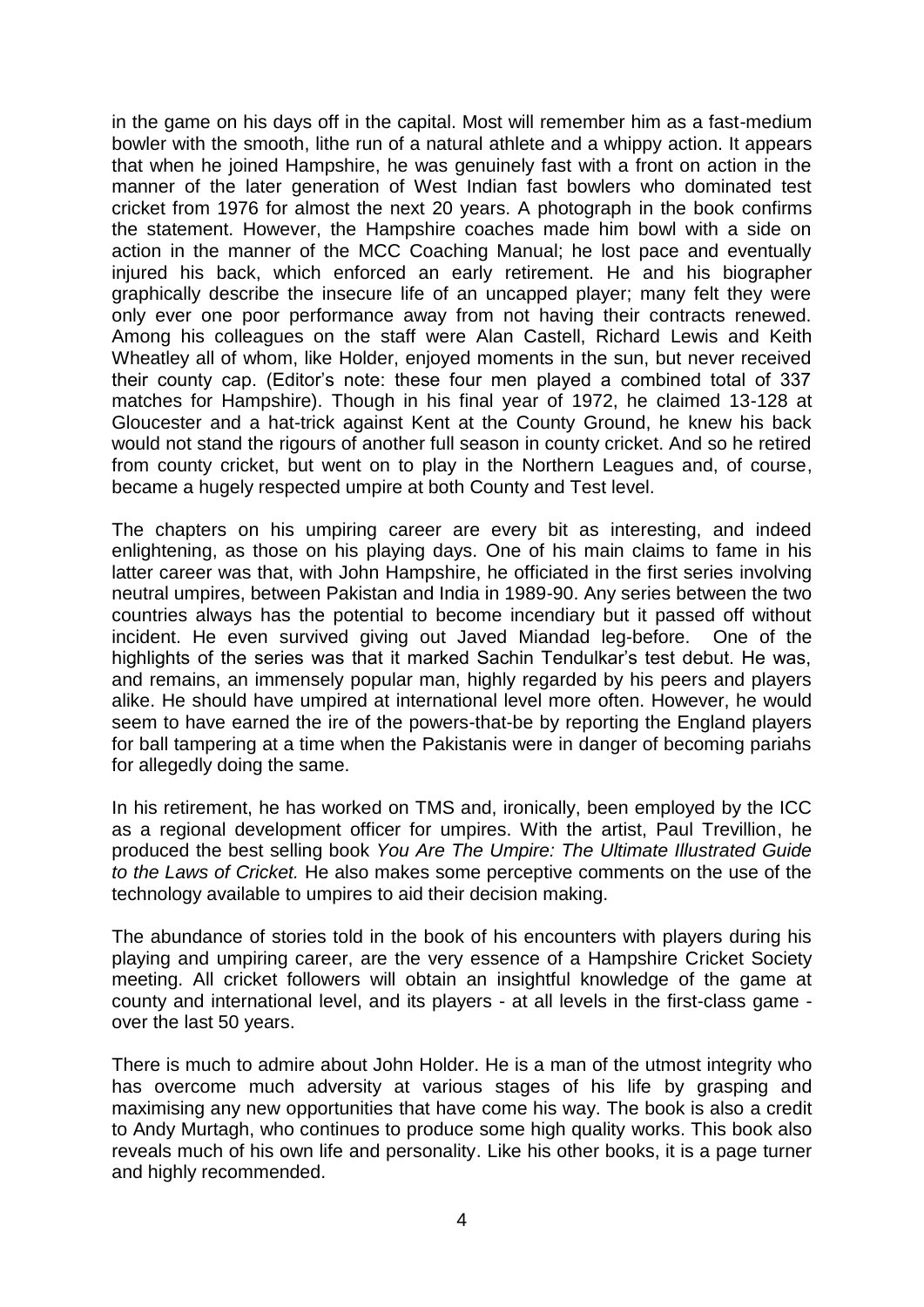in the game on his days off in the capital. Most will remember him as a fast-medium bowler with the smooth, lithe run of a natural athlete and a whippy action. It appears that when he joined Hampshire, he was genuinely fast with a front on action in the manner of the later generation of West Indian fast bowlers who dominated test cricket from 1976 for almost the next 20 years. A photograph in the book confirms the statement. However, the Hampshire coaches made him bowl with a side on action in the manner of the MCC Coaching Manual; he lost pace and eventually injured his back, which enforced an early retirement. He and his biographer graphically describe the insecure life of an uncapped player; many felt they were only ever one poor performance away from not having their contracts renewed. Among his colleagues on the staff were Alan Castell, Richard Lewis and Keith Wheatley all of whom, like Holder, enjoyed moments in the sun, but never received their county cap. (Editor's note: these four men played a combined total of 337 matches for Hampshire). Though in his final year of 1972, he claimed 13-128 at Gloucester and a hat-trick against Kent at the County Ground, he knew his back would not stand the rigours of another full season in county cricket. And so he retired from county cricket, but went on to play in the Northern Leagues and, of course, became a hugely respected umpire at both County and Test level.

The chapters on his umpiring career are every bit as interesting, and indeed enlightening, as those on his playing days. One of his main claims to fame in his latter career was that, with John Hampshire, he officiated in the first series involving neutral umpires, between Pakistan and India in 1989-90. Any series between the two countries always has the potential to become incendiary but it passed off without incident. He even survived giving out Javed Miandad leg-before. One of the highlights of the series was that it marked Sachin Tendulkar's test debut. He was, and remains, an immensely popular man, highly regarded by his peers and players alike. He should have umpired at international level more often. However, he would seem to have earned the ire of the powers-that-be by reporting the England players for ball tampering at a time when the Pakistanis were in danger of becoming pariahs for allegedly doing the same.

In his retirement, he has worked on TMS and, ironically, been employed by the ICC as a regional development officer for umpires. With the artist, Paul Trevillion, he produced the best selling book *You Are The Umpire: The Ultimate Illustrated Guide to the Laws of Cricket.* He also makes some perceptive comments on the use of the technology available to umpires to aid their decision making.

The abundance of stories told in the book of his encounters with players during his playing and umpiring career, are the very essence of a Hampshire Cricket Society meeting. All cricket followers will obtain an insightful knowledge of the game at county and international level, and its players - at all levels in the first-class game - over the last 50 years.

There is much to admire about John Holder. He is a man of the utmost integrity who has overcome much adversity at various stages of his life by grasping and maximising any new opportunities that have come his way. The book is also a credit to Andy Murtagh, who continues to produce some high quality works. This book also reveals much of his own life and personality. Like his other books, it is a page turner and highly recommended.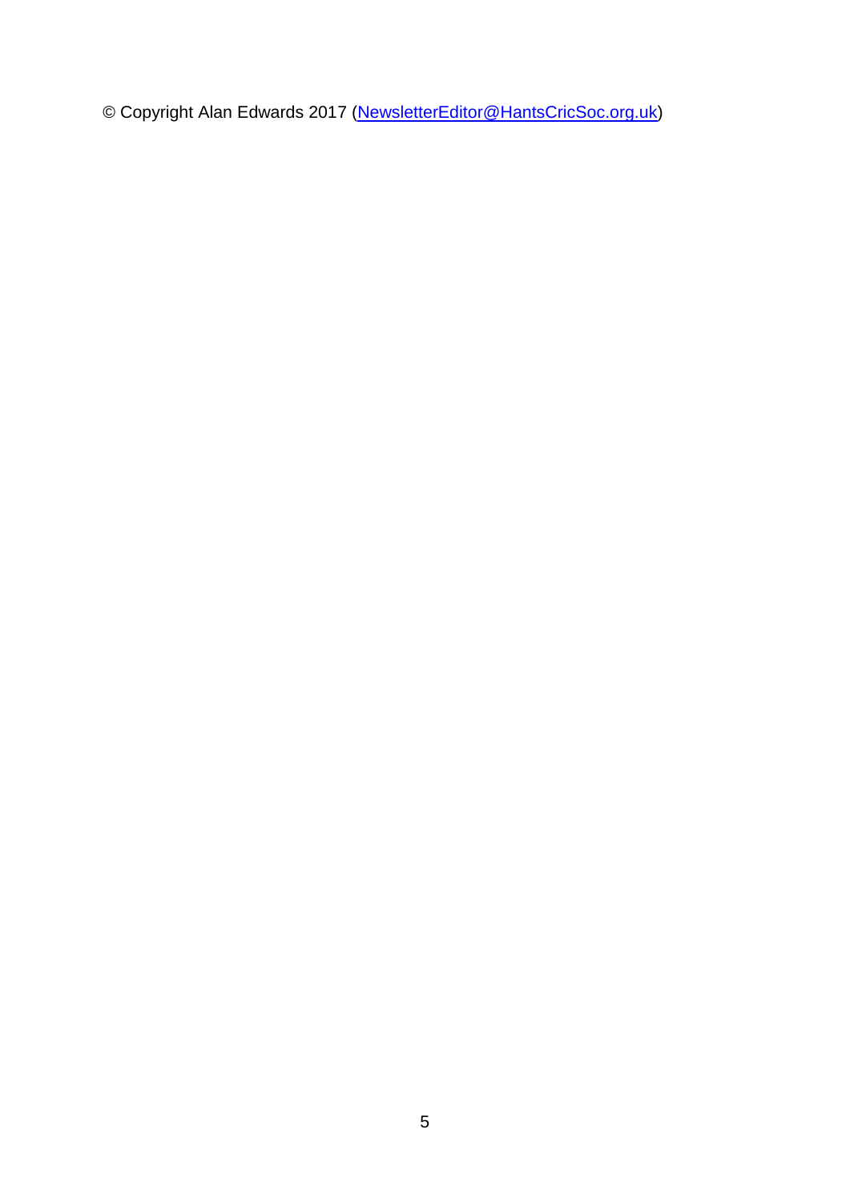© Copyright Alan Edwards 2017 (NewsletterEditor@HantsCricSoc.org.uk)